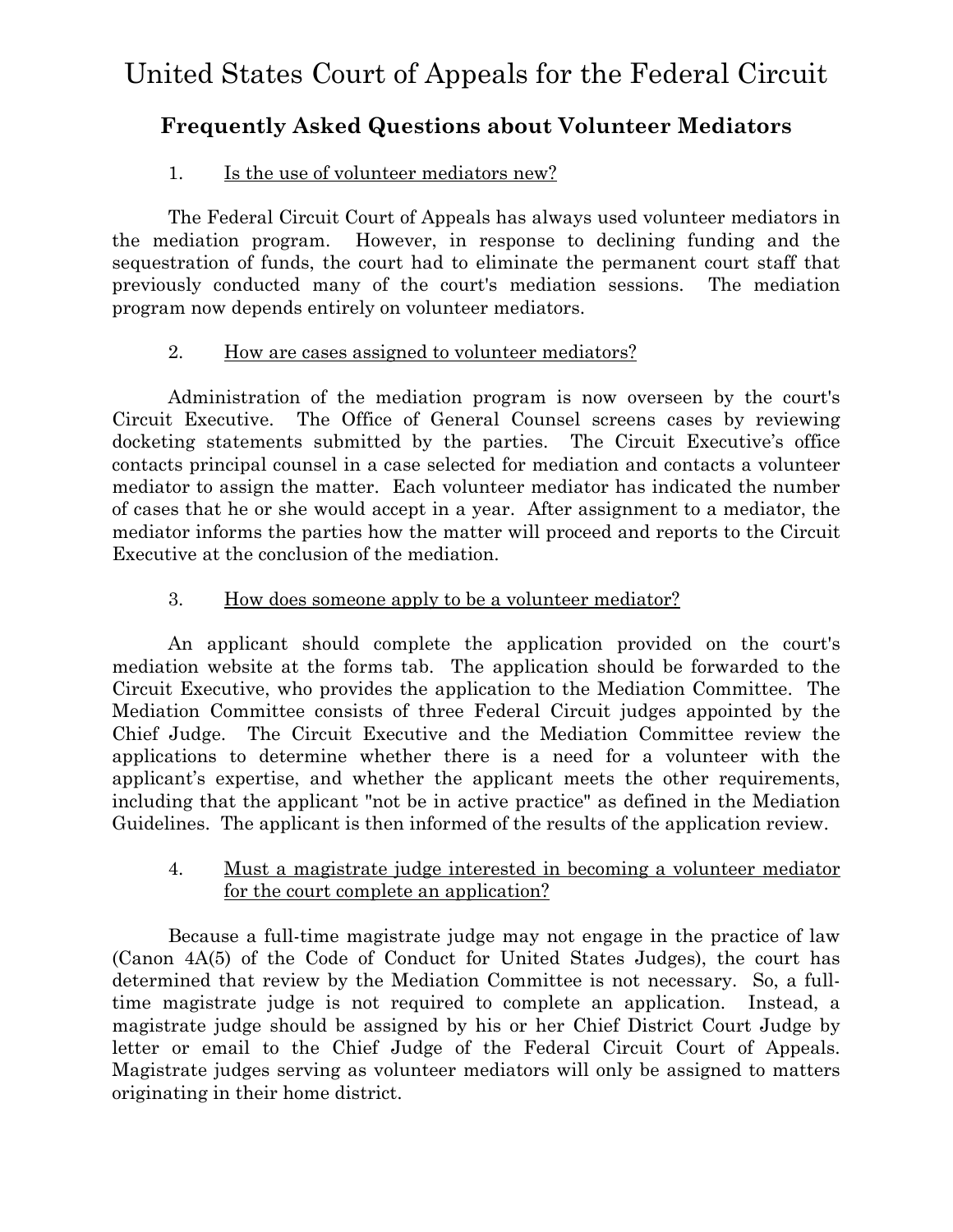# United States Court of Appeals for the Federal Circuit

## Frequently Asked Questions about Volunteer Mediators

1. Is the use of volunteer mediators new?

The Federal Circuit Court of Appeals has always used volunteer mediators in the mediation program. However, in response to declining funding and the sequestration of funds, the court had to eliminate the permanent court staff that previously conducted many of the court's mediation sessions. The mediation program now depends entirely on volunteer mediators.

2. How are cases assigned to volunteer mediators?

Administration of the mediation program is now overseen by the court's Circuit Executive. The Office of General Counsel screens cases by reviewing docketing statements submitted by the parties. The Circuit Executive's office contacts principal counsel in a case selected for mediation and contacts a volunteer mediator to assign the matter. Each volunteer mediator has indicated the number of cases that he or she would accept in a year. After assignment to a mediator, the mediator informs the parties how the matter will proceed and reports to the Circuit Executive at the conclusion of the mediation.

3. How does someone apply to be a volunteer mediator?

An applicant should complete the application provided on the court's mediation website at the forms tab. The application should be forwarded to the Circuit Executive, who provides the application to the Mediation Committee. The Mediation Committee consists of three Federal Circuit judges appointed by the Chief Judge. The Circuit Executive and the Mediation Committee review the applications to determine whether there is a need for a volunteer with the applicant's expertise, and whether the applicant meets the other requirements, including that the applicant "not be in active practice" as defined in the Mediation Guidelines. The applicant is then informed of the results of the application review.

4. Must a magistrate judge interested in becoming a volunteer mediator for the court complete an application?

Because a full-time magistrate judge may not engage in the practice of law (Canon 4A(5) of the Code of Conduct for United States Judges), the court has determined that review by the Mediation Committee is not necessary. So, a full-time magistrate judge is not required to complete an application. Instead, a magistrate judge should be assigned by his or her Chief District Court Judge by letter or email to the Chief Judge of the Federal Circuit Court of Appeals. Magistrate judges serving as volunteer mediators will only be assigned to matters originating in their home district.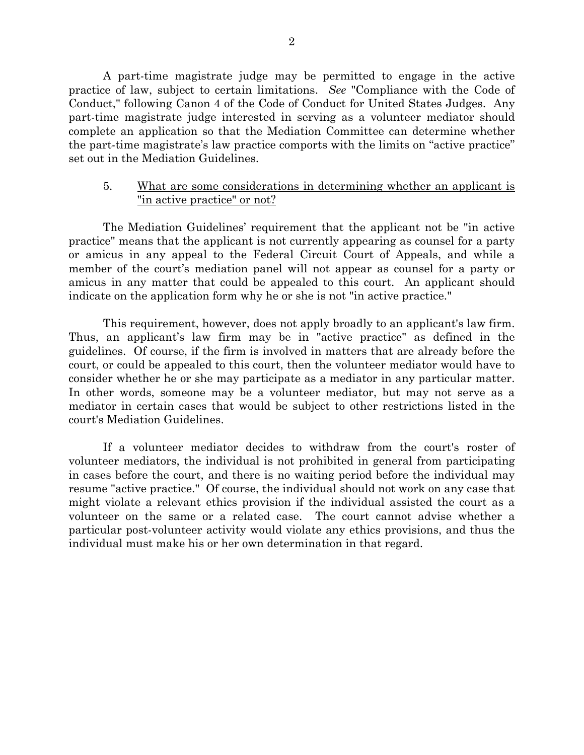A part-time magistrate judge may be permitted to engage in the active practice of law, subject to certain limitations. *See* "Compliance with the Code of Conduct," following Canon 4 of the Code of Conduct for United States Judges. Any part-time magistrate judge interested in serving as a volunteer mediator should complete an application so that the Mediation Committee can determine whether the part-time magistrate's law practice comports with the limits on "active practice" set out in the Mediation Guidelines.

5. <u>What are some considerations in determining whether an applicant is "in active practice" or not?</u>

The Mediation Guidelines' requirement that the applicant not be "in active practice" means that the applicant is not currently appearing as counsel for a party or amicus in any appeal to the Federal Circuit Court of Appeals, and while a member of the court's mediation panel will not appear as counsel for a party or amicus in any matter that could be appealed to this court. An applicant should indicate on the application form why he or she is not "in active practice."

This requirement, however, does not apply broadly to an applicant's law firm. Thus, an applicant's law firm may be in "active practice" as defined in the guidelines. Of course, if the firm is involved in matters that are already before the court, or could be appealed to this court, then the volunteer mediator would have to consider whether he or she may participate as a mediator in any particular matter. In other words, someone may be a volunteer mediator, but may not serve as a mediator in certain cases that would be subject to other restrictions listed in the court's Mediation Guidelines.

If a volunteer mediator decides to withdraw from the court's roster of volunteer mediators, the individual is not prohibited in general from participating in cases before the court, and there is no waiting period before the individual may resume "active practice." Of course, the individual should not work on any case that might violate a relevant ethics provision if the individual assisted the court as a volunteer on the same or a related case. The court cannot advise whether a particular post-volunteer activity would violate any ethics provisions, and thus the individual must make his or her own determination in that regard.